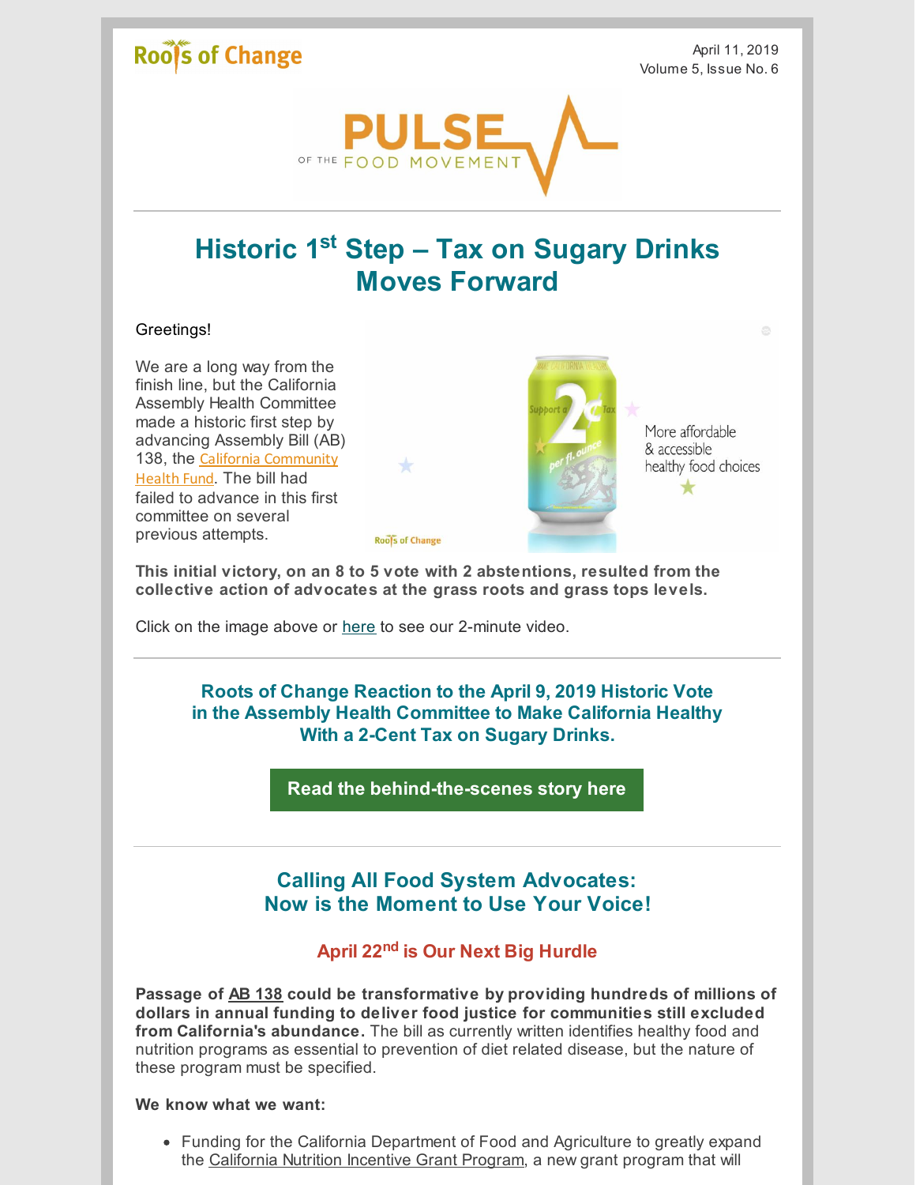Roots of Change

April 11, 2019
Volume 5, Issue No. 6

PULSE OF THE FOOD MOVEMENT

# Historic 1st Step – Tax on Sugary Drinks Moves Forward

Greetings!

We are a long way from the finish line, but the California Assembly Health Committee made a historic first step by advancing Assembly Bill (AB) 138, the California Community Health Fund. The bill had failed to advance in this first committee on several previous attempts.

Support a 2¢ Tax per fl. ounce

More affordable & accessible healthy food choices

**This initial victory, on an 8 to 5 vote with 2 abstentions, resulted from the collective action of advocates at the grass roots and grass tops levels.**

Click on the image above or here to see our 2-minute video.

## Roots of Change Reaction to the April 9, 2019 Historic Vote in the Assembly Health Committee to Make California Healthy With a 2-Cent Tax on Sugary Drinks.

**Read the behind-the-scenes story here**

## Calling All Food System Advocates: Now is the Moment to Use Your Voice!

### April 22nd is Our Next Big Hurdle

**Passage of AB 138 could be transformative by providing hundreds of millions of dollars in annual funding to deliver food justice for communities still excluded from California's abundance.** The bill as currently written identifies healthy food and nutrition programs as essential to prevention of diet related disease, but the nature of these program must be specified.

**We know what we want:**

- Funding for the California Department of Food and Agriculture to greatly expand the California Nutrition Incentive Grant Program, a new grant program that will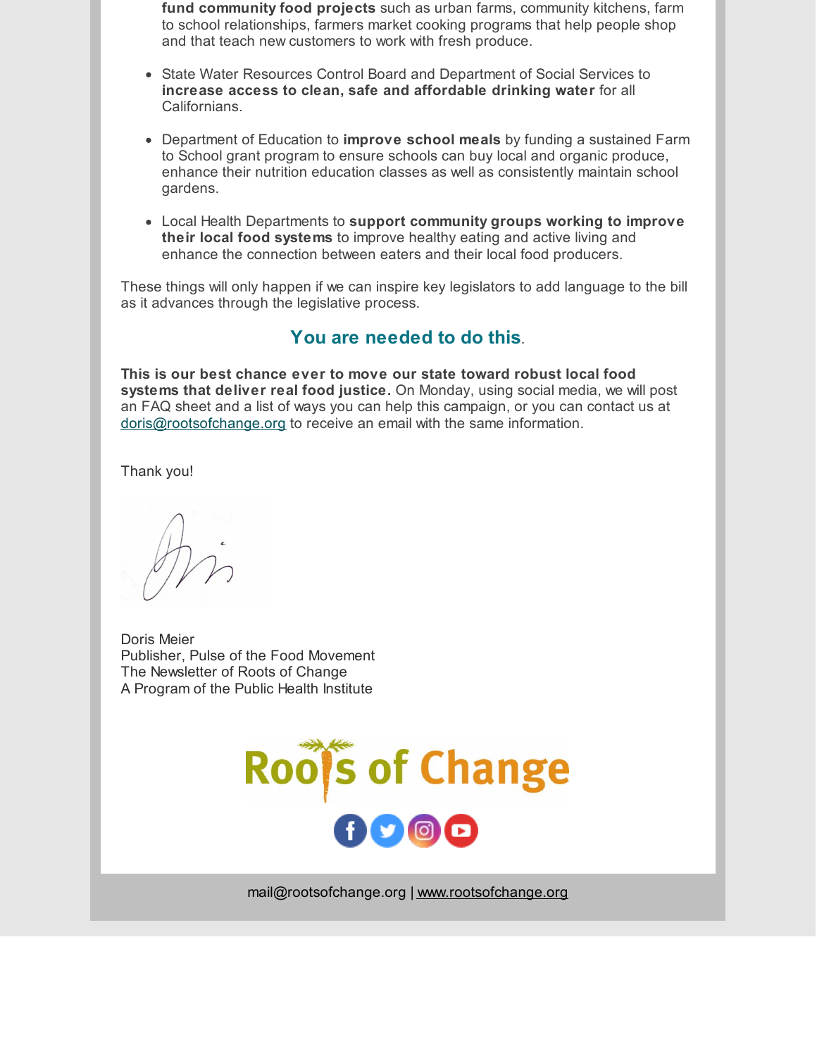- **fund community food projects** such as urban farms, community kitchens, farm to school relationships, farmers market cooking programs that help people shop and that teach new customers to work with fresh produce.
- State Water Resources Control Board and Department of Social Services to **increase access to clean, safe and affordable drinking water** for all Californians.
- Department of Education to **improve school meals** by funding a sustained Farm to School grant program to ensure schools can buy local and organic produce, enhance their nutrition education classes as well as consistently maintain school gardens.
- Local Health Departments to **support community groups working to improve their local food systems** to improve healthy eating and active living and enhance the connection between eaters and their local food producers.

These things will only happen if we can inspire key legislators to add language to the bill as it advances through the legislative process.

## You are needed to do this.

**This is our best chance ever to move our state toward robust local food systems that deliver real food justice.** On Monday, using social media, we will post an FAQ sheet and a list of ways you can help this campaign, or you can contact us at doris@rootsofchange.org to receive an email with the same information.

Thank you!

Doris Meier
Publisher, Pulse of the Food Movement
The Newsletter of Roots of Change
A Program of the Public Health Institute

Roots of Change

mail@rootsofchange.org | www.rootsofchange.org